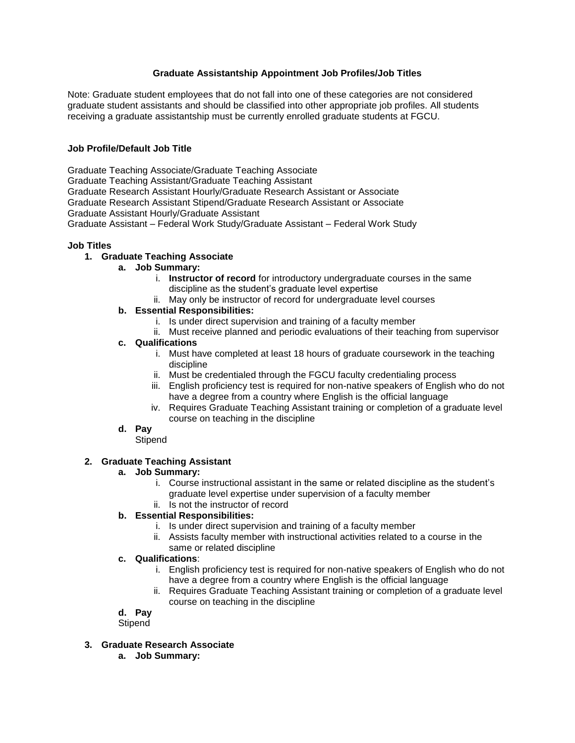# Graduate Assistantship Appointment Job Profiles/Job Titles

Note: Graduate student employees that do not fall into one of these categories are not considered graduate student assistants and should be classified into other appropriate job profiles. All students receiving a graduate assistantship must be currently enrolled graduate students at FGCU.

**Job Profile/Default Job Title**

Graduate Teaching Associate/Graduate Teaching Associate
Graduate Teaching Assistant/Graduate Teaching Assistant
Graduate Research Assistant Hourly/Graduate Research Assistant or Associate
Graduate Research Assistant Stipend/Graduate Research Assistant or Associate
Graduate Assistant Hourly/Graduate Assistant
Graduate Assistant – Federal Work Study/Graduate Assistant – Federal Work Study

**Job Titles**

1. **Graduate Teaching Associate**
   a. **Job Summary:**
      i. **Instructor of record** for introductory undergraduate courses in the same discipline as the student's graduate level expertise
      ii. May only be instructor of record for undergraduate level courses
   b. **Essential Responsibilities:**
      i. Is under direct supervision and training of a faculty member
      ii. Must receive planned and periodic evaluations of their teaching from supervisor
   c. **Qualifications**
      i. Must have completed at least 18 hours of graduate coursework in the teaching discipline
      ii. Must be credentialed through the FGCU faculty credentialing process
      iii. English proficiency test is required for non-native speakers of English who do not have a degree from a country where English is the official language
      iv. Requires Graduate Teaching Assistant training or completion of a graduate level course on teaching in the discipline
   d. **Pay**
      Stipend

2. **Graduate Teaching Assistant**
   a. **Job Summary:**
      i. Course instructional assistant in the same or related discipline as the student's graduate level expertise under supervision of a faculty member
      ii. Is not the instructor of record
   b. **Essential Responsibilities:**
      i. Is under direct supervision and training of a faculty member
      ii. Assists faculty member with instructional activities related to a course in the same or related discipline
   c. **Qualifications**:
      i. English proficiency test is required for non-native speakers of English who do not have a degree from a country where English is the official language
      ii. Requires Graduate Teaching Assistant training or completion of a graduate level course on teaching in the discipline
   d. **Pay**
      Stipend

3. **Graduate Research Associate**
   a. **Job Summary:**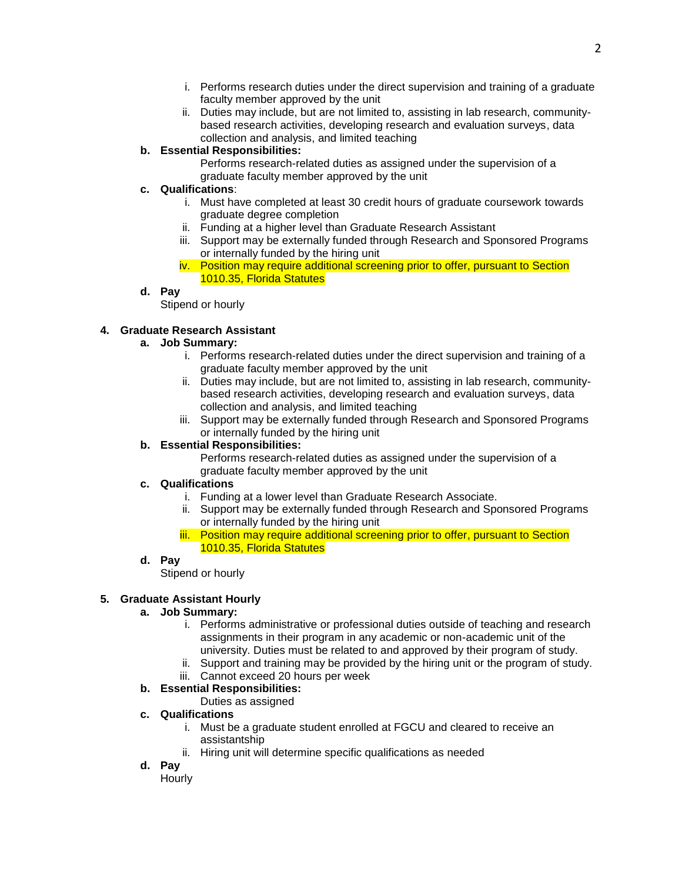i. Performs research duties under the direct supervision and training of a graduate faculty member approved by the unit
   ii. Duties may include, but are not limited to, assisting in lab research, community-based research activities, developing research and evaluation surveys, data collection and analysis, and limited teaching

b. **Essential Responsibilities:**

   Performs research-related duties as assigned under the supervision of a graduate faculty member approved by the unit

c. **Qualifications**:
   i. Must have completed at least 30 credit hours of graduate coursework towards graduate degree completion
   ii. Funding at a higher level than Graduate Research Assistant
   iii. Support may be externally funded through Research and Sponsored Programs or internally funded by the hiring unit
   iv. Position may require additional screening prior to offer, pursuant to Section 1010.35, Florida Statutes

d. **Pay**

   Stipend or hourly

**4. Graduate Research Assistant**

a. **Job Summary:**
   i. Performs research-related duties under the direct supervision and training of a graduate faculty member approved by the unit
   ii. Duties may include, but are not limited to, assisting in lab research, community-based research activities, developing research and evaluation surveys, data collection and analysis, and limited teaching
   iii. Support may be externally funded through Research and Sponsored Programs or internally funded by the hiring unit

b. **Essential Responsibilities:**

   Performs research-related duties as assigned under the supervision of a graduate faculty member approved by the unit

c. **Qualifications**
   i. Funding at a lower level than Graduate Research Associate.
   ii. Support may be externally funded through Research and Sponsored Programs or internally funded by the hiring unit
   iii. Position may require additional screening prior to offer, pursuant to Section 1010.35, Florida Statutes

d. **Pay**

   Stipend or hourly

**5. Graduate Assistant Hourly**

a. **Job Summary:**
   i. Performs administrative or professional duties outside of teaching and research assignments in their program in any academic or non-academic unit of the university. Duties must be related to and approved by their program of study.
   ii. Support and training may be provided by the hiring unit or the program of study.
   iii. Cannot exceed 20 hours per week

b. **Essential Responsibilities:**

   Duties as assigned

c. **Qualifications**
   i. Must be a graduate student enrolled at FGCU and cleared to receive an assistantship
   ii. Hiring unit will determine specific qualifications as needed

d. **Pay**

   Hourly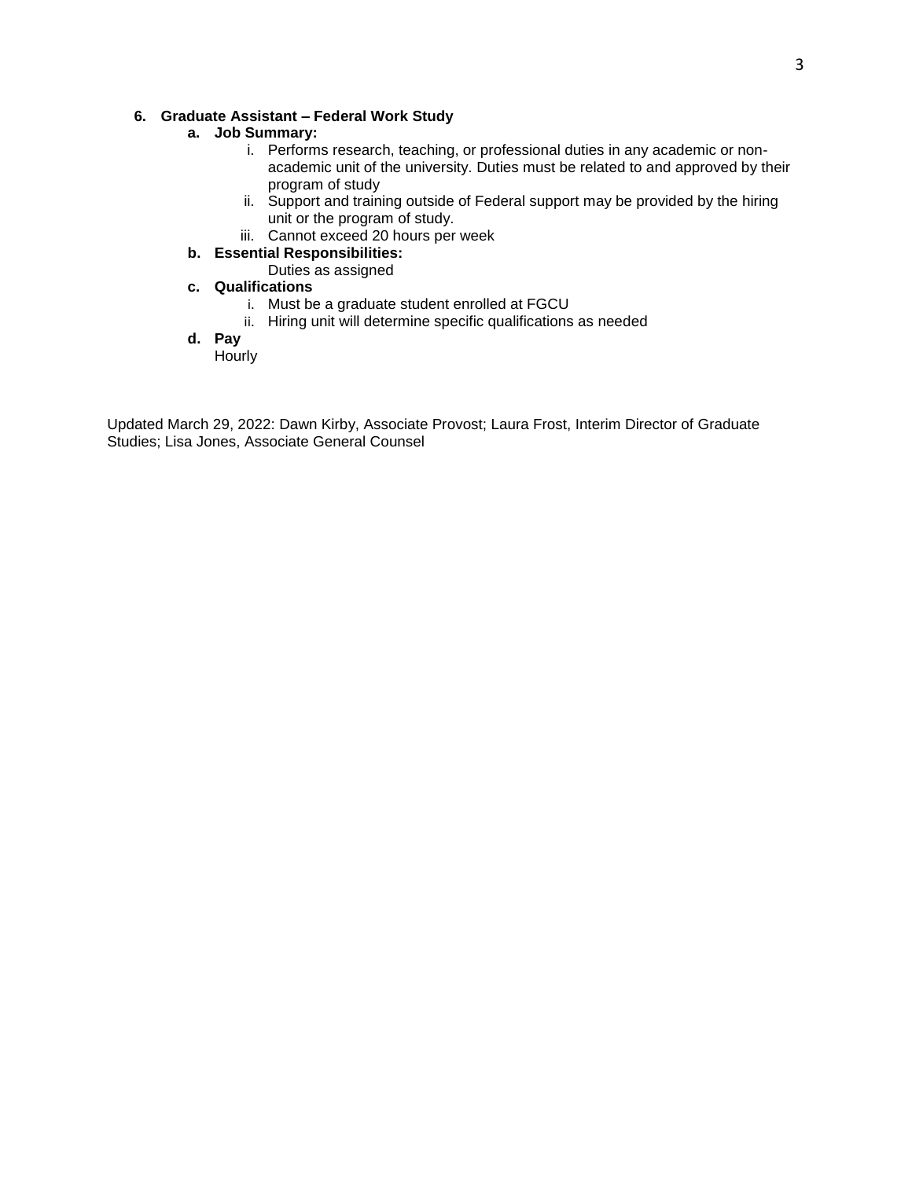6. **Graduate Assistant – Federal Work Study**
   a. **Job Summary:**
      i. Performs research, teaching, or professional duties in any academic or non-academic unit of the university. Duties must be related to and approved by their program of study
      ii. Support and training outside of Federal support may be provided by the hiring unit or the program of study.
      iii. Cannot exceed 20 hours per week
   b. **Essential Responsibilities:**
      Duties as assigned
   c. **Qualifications**
      i. Must be a graduate student enrolled at FGCU
      ii. Hiring unit will determine specific qualifications as needed
   d. **Pay**
      Hourly

Updated March 29, 2022: Dawn Kirby, Associate Provost; Laura Frost, Interim Director of Graduate Studies; Lisa Jones, Associate General Counsel